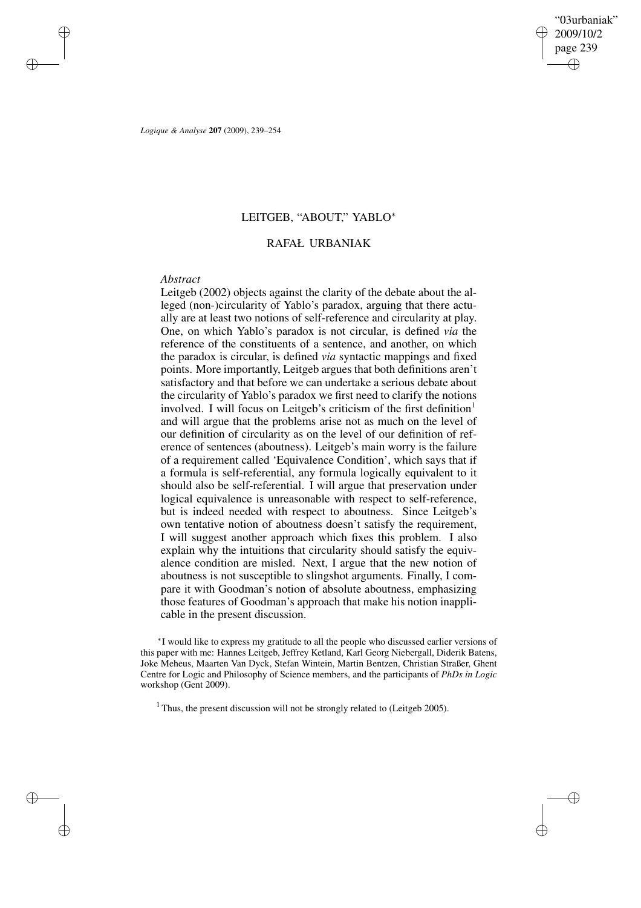# LEITGEB, "ABOUT," YABLO*

## RAFAŁ URBANIAK

*Abstract*

Leitgeb (2002) objects against the clarity of the debate about the alleged (non-)circularity of Yablo's paradox, arguing that there actually are at least two notions of self-reference and circularity at play. One, on which Yablo's paradox is not circular, is defined *via* the reference of the constituents of a sentence, and another, on which the paradox is circular, is defined *via* syntactic mappings and fixed points. More importantly, Leitgeb argues that both definitions aren't satisfactory and that before we can undertake a serious debate about the circularity of Yablo's paradox we first need to clarify the notions involved. I will focus on Leitgeb's criticism of the first definition[1] and will argue that the problems arise not as much on the level of our definition of circularity as on the level of our definition of reference of sentences (aboutness). Leitgeb's main worry is the failure of a requirement called 'Equivalence Condition', which says that if a formula is self-referential, any formula logically equivalent to it should also be self-referential. I will argue that preservation under logical equivalence is unreasonable with respect to self-reference, but is indeed needed with respect to aboutness. Since Leitgeb's own tentative notion of aboutness doesn't satisfy the requirement, I will suggest another approach which fixes this problem. I also explain why the intuitions that circularity should satisfy the equivalence condition are misled. Next, I argue that the new notion of aboutness is not susceptible to slingshot arguments. Finally, I compare it with Goodman's notion of absolute aboutness, emphasizing those features of Goodman's approach that make his notion inapplicable in the present discussion.

*I would like to express my gratitude to all the people who discussed earlier versions of this paper with me: Hannes Leitgeb, Jeffrey Ketland, Karl Georg Niebergall, Diderik Batens, Joke Meheus, Maarten Van Dyck, Stefan Wintein, Martin Bentzen, Christian Straßer, Ghent Centre for Logic and Philosophy of Science members, and the participants of *PhDs in Logic* workshop (Gent 2009).

[1] Thus, the present discussion will not be strongly related to (Leitgeb 2005).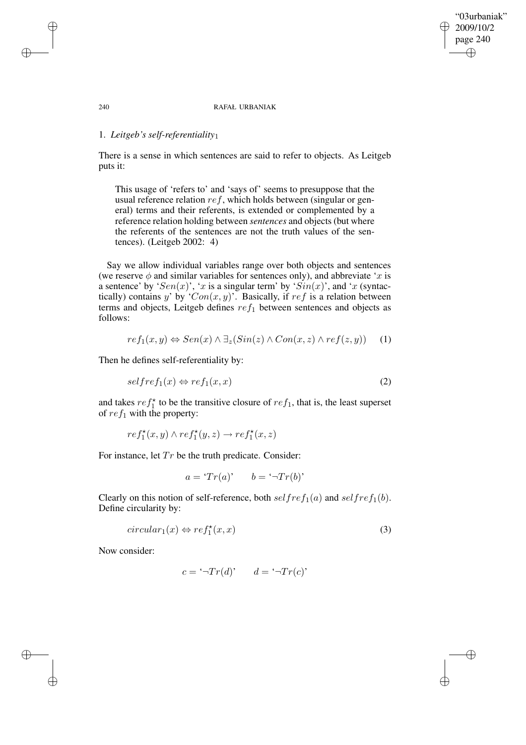## 1. *Leitgeb's self-referentiality*$_1$

There is a sense in which sentences are said to refer to objects. As Leitgeb puts it:

> This usage of 'refers to' and 'says of' seems to presuppose that the usual reference relation $ref$, which holds between (singular or general) terms and their referents, is extended or complemented by a reference relation holding between *sentences* and objects (but where the referents of the sentences are not the truth values of the sentences). (Leitgeb 2002: 4)

Say we allow individual variables range over both objects and sentences (we reserve $\phi$ and similar variables for sentences only), and abbreviate '$x$ is a sentence' by '$Sen(x)$', '$x$ is a singular term' by '$Sin(x)$', and '$x$ (syntactically) contains $y$' by '$Con(x, y)$'. Basically, if $ref$ is a relation between terms and objects, Leitgeb defines $ref_1$ between sentences and objects as follows:

$$ref_1(x, y) \Leftrightarrow Sen(x) \wedge \exists_z (Sin(z) \wedge Con(x, z) \wedge ref(z, y)) \quad (1)$$

Then he defines self-referentiality by:

$$selfref_1(x) \Leftrightarrow ref_1(x, x) \quad (2)$$

and takes $ref_1^{\star}$ to be the transitive closure of $ref_1$, that is, the least superset of $ref_1$ with the property:

$$ref_1^{\star}(x, y) \wedge ref_1^{\star}(y, z) \rightarrow ref_1^{\star}(x, z)$$

For instance, let $Tr$ be the truth predicate. Consider:

$$a = \text{'}Tr(a)\text{'} \qquad b = \text{'}\neg Tr(b)\text{'}$$

Clearly on this notion of self-reference, both $selfref_1(a)$ and $selfref_1(b)$. Define circularity by:

$$circular_1(x) \Leftrightarrow ref_1^{\star}(x, x) \quad (3)$$

Now consider:

$$c = \text{'}\neg Tr(d)\text{'} \qquad d = \text{'}\neg Tr(c)\text{'}$$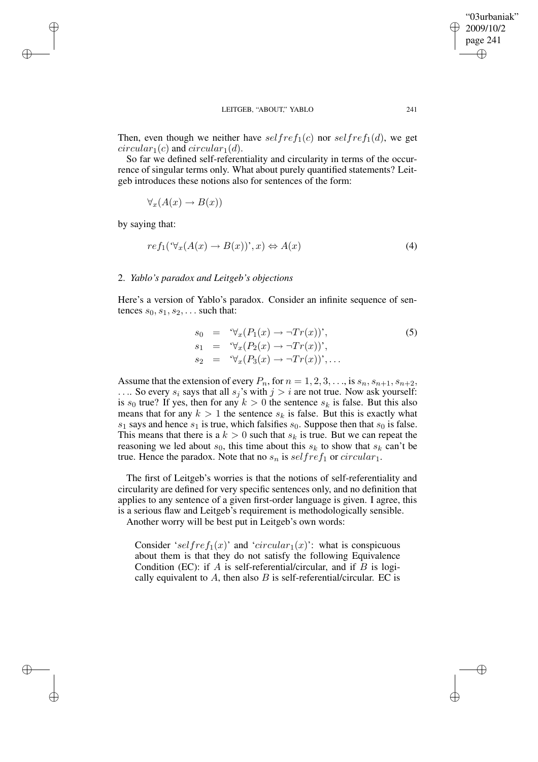Then, even though we neither have $selfref_1(c)$ nor $selfref_1(d)$, we get $circular_1(c)$ and $circular_1(d)$.

So far we defined self-referentiality and circularity in terms of the occurrence of singular terms only. What about purely quantified statements? Leitgeb introduces these notions also for sentences of the form:

$$\forall_x (A(x) \to B(x))$$

by saying that:

$$ref_1(`\forall_x (A(x) \to B(x))', x) \Leftrightarrow A(x) \tag{4}$$

## 2. *Yablo's paradox and Leitgeb's objections*

Here's a version of Yablo's paradox. Consider an infinite sequence of sentences $s_0, s_1, s_2, \ldots$ such that:

$$\begin{aligned} s_0 &= `\forall_x (P_1(x) \to \neg Tr(x))', \\ s_1 &= `\forall_x (P_2(x) \to \neg Tr(x))', \\ s_2 &= `\forall_x (P_3(x) \to \neg Tr(x))', \ldots \end{aligned} \tag{5}$$

Assume that the extension of every $P_n$, for $n = 1, 2, 3, \ldots$, is $s_n, s_{n+1}, s_{n+2}, \ldots$. So every $s_i$ says that all $s_j$'s with $j > i$ are not true. Now ask yourself: is $s_0$ true? If yes, then for any $k > 0$ the sentence $s_k$ is false. But this also means that for any $k > 1$ the sentence $s_k$ is false. But this is exactly what $s_1$ says and hence $s_1$ is true, which falsifies $s_0$. Suppose then that $s_0$ is false. This means that there is a $k > 0$ such that $s_k$ is true. But we can repeat the reasoning we led about $s_0$, this time about this $s_k$ to show that $s_k$ can't be true. Hence the paradox. Note that no $s_n$ is $selfref_1$ or $circular_1$.

The first of Leitgeb's worries is that the notions of self-referentiality and circularity are defined for very specific sentences only, and no definition that applies to any sentence of a given first-order language is given. I agree, this is a serious flaw and Leitgeb's requirement is methodologically sensible.

Another worry will be best put in Leitgeb's own words:

> Consider '$selfref_1(x)$' and '$circular_1(x)$': what is conspicuous about them is that they do not satisfy the following Equivalence Condition (EC): if $A$ is self-referential/circular, and if $B$ is logically equivalent to $A$, then also $B$ is self-referential/circular. EC is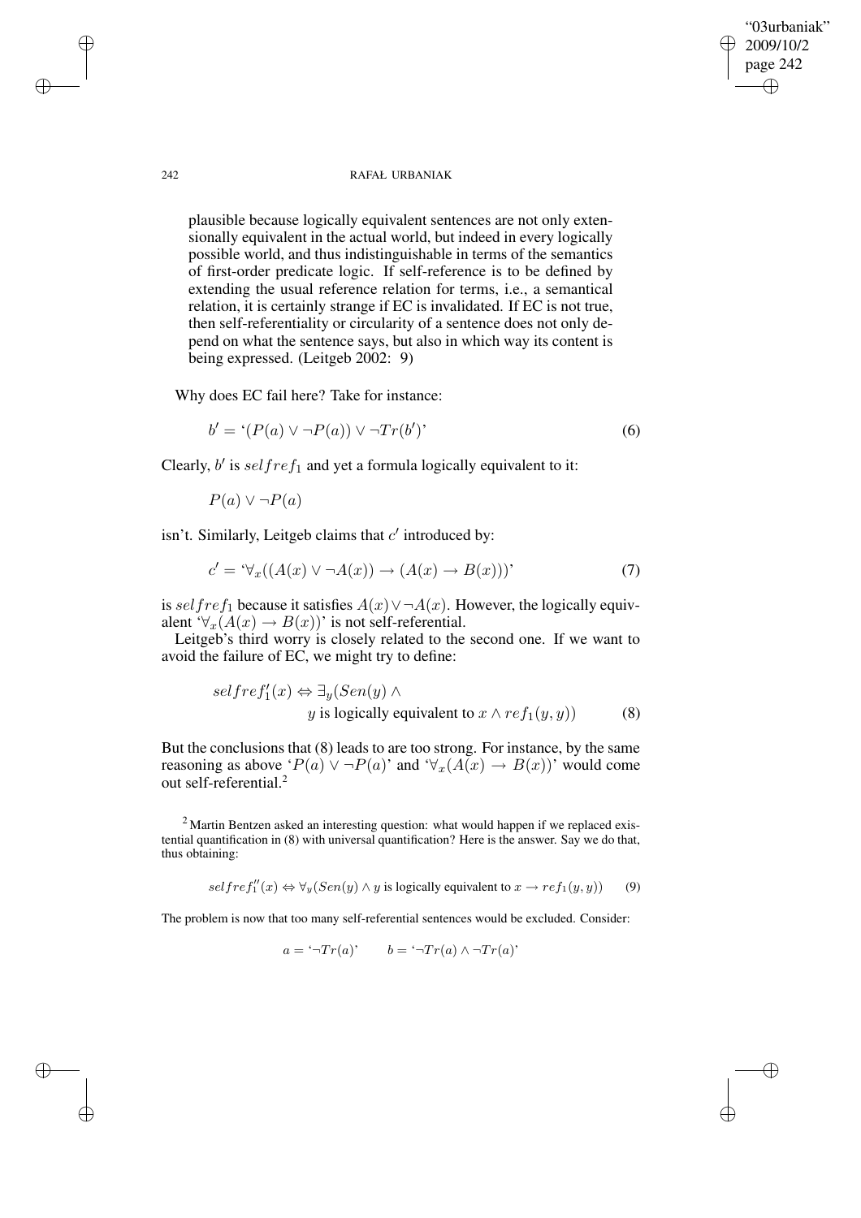plausible because logically equivalent sentences are not only extensionally equivalent in the actual world, but indeed in every logically possible world, and thus indistinguishable in terms of the semantics of first-order predicate logic. If self-reference is to be defined by extending the usual reference relation for terms, i.e., a semantical relation, it is certainly strange if EC is invalidated. If EC is not true, then self-referentiality or circularity of a sentence does not only depend on what the sentence says, but also in which way its content is being expressed. (Leitgeb 2002: 9)

Why does EC fail here? Take for instance:

$$b' = \text{`}(P(a) \vee \neg P(a)) \vee \neg Tr(b')\text{'} \tag{6}$$

Clearly, $b'$ is $selfref_1$ and yet a formula logically equivalent to it:

$$P(a) \vee \neg P(a)$$

isn't. Similarly, Leitgeb claims that $c'$ introduced by:

$$c' = \text{`}\forall_x((A(x) \vee \neg A(x)) \rightarrow (A(x) \rightarrow B(x)))\text{'} \tag{7}$$

is $selfref_1$ because it satisfies $A(x) \vee \neg A(x)$. However, the logically equivalent '$\forall_x(A(x) \rightarrow B(x))$' is not self-referential.

Leitgeb's third worry is closely related to the second one. If we want to avoid the failure of EC, we might try to define:

$$selfref_1'(x) \Leftrightarrow \exists_y(Sen(y) \wedge y \text{ is logically equivalent to } x \wedge ref_1(y,y)) \tag{8}$$

But the conclusions that (8) leads to are too strong. For instance, by the same reasoning as above '$P(a) \vee \neg P(a)$' and '$\forall_x(A(x) \rightarrow B(x))$' would come out self-referential.[2]

[2] Martin Bentzen asked an interesting question: what would happen if we replaced existential quantification in (8) with universal quantification? Here is the answer. Say we do that, thus obtaining:

$$selfref_1''(x) \Leftrightarrow \forall_y(Sen(y) \wedge y \text{ is logically equivalent to } x \rightarrow ref_1(y,y)) \tag{9}$$

The problem is now that too many self-referential sentences would be excluded. Consider:

$$a = \text{`}\neg Tr(a)\text{'} \qquad b = \text{`}\neg Tr(a) \wedge \neg Tr(a)\text{'}$$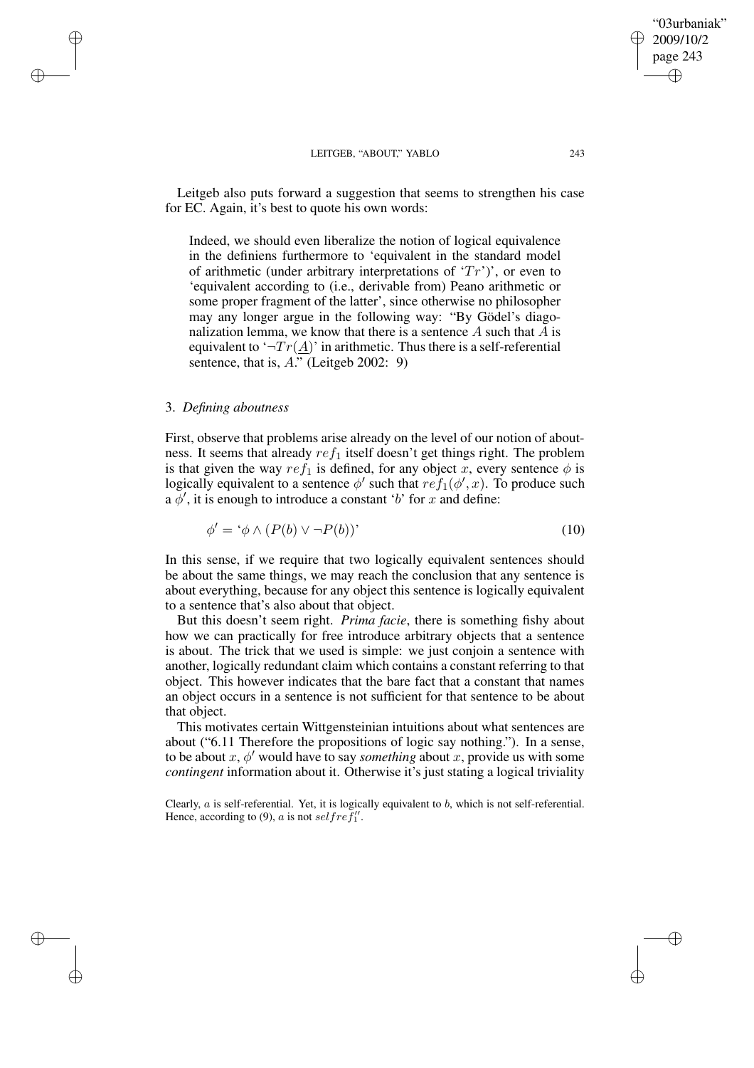Leitgeb also puts forward a suggestion that seems to strengthen his case for EC. Again, it's best to quote his own words:

> Indeed, we should even liberalize the notion of logical equivalence in the definiens furthermore to 'equivalent in the standard model of arithmetic (under arbitrary interpretations of '$Tr$')', or even to 'equivalent according to (i.e., derivable from) Peano arithmetic or some proper fragment of the latter', since otherwise no philosopher may any longer argue in the following way: "By Gödel's diagonalization lemma, we know that there is a sentence $A$ such that $A$ is equivalent to '$\neg Tr(\underline{A})$' in arithmetic. Thus there is a self-referential sentence, that is, $A$." (Leitgeb 2002: 9)

### 3. *Defining aboutness*

First, observe that problems arise already on the level of our notion of aboutness. It seems that already $ref_1$ itself doesn't get things right. The problem is that given the way $ref_1$ is defined, for any object $x$, every sentence $\phi$ is logically equivalent to a sentence $\phi'$ such that $ref_1(\phi', x)$. To produce such a $\phi'$, it is enough to introduce a constant '$b$' for $x$ and define:

$$\phi' = \text{`}\phi \wedge (P(b) \vee \neg P(b))\text{'} \tag{10}$$

In this sense, if we require that two logically equivalent sentences should be about the same things, we may reach the conclusion that any sentence is about everything, because for any object this sentence is logically equivalent to a sentence that's also about that object.

But this doesn't seem right. *Prima facie*, there is something fishy about how we can practically for free introduce arbitrary objects that a sentence is about. The trick that we used is simple: we just conjoin a sentence with another, logically redundant claim which contains a constant referring to that object. This however indicates that the bare fact that a constant that names an object occurs in a sentence is not sufficient for that sentence to be about that object.

This motivates certain Wittgensteinian intuitions about what sentences are about ("6.11 Therefore the propositions of logic say nothing."). In a sense, to be about $x$, $\phi'$ would have to say *something* about $x$, provide us with some *contingent* information about it. Otherwise it's just stating a logical triviality

Clearly, $a$ is self-referential. Yet, it is logically equivalent to $b$, which is not self-referential. Hence, according to (9), $a$ is not $selfref_1''$.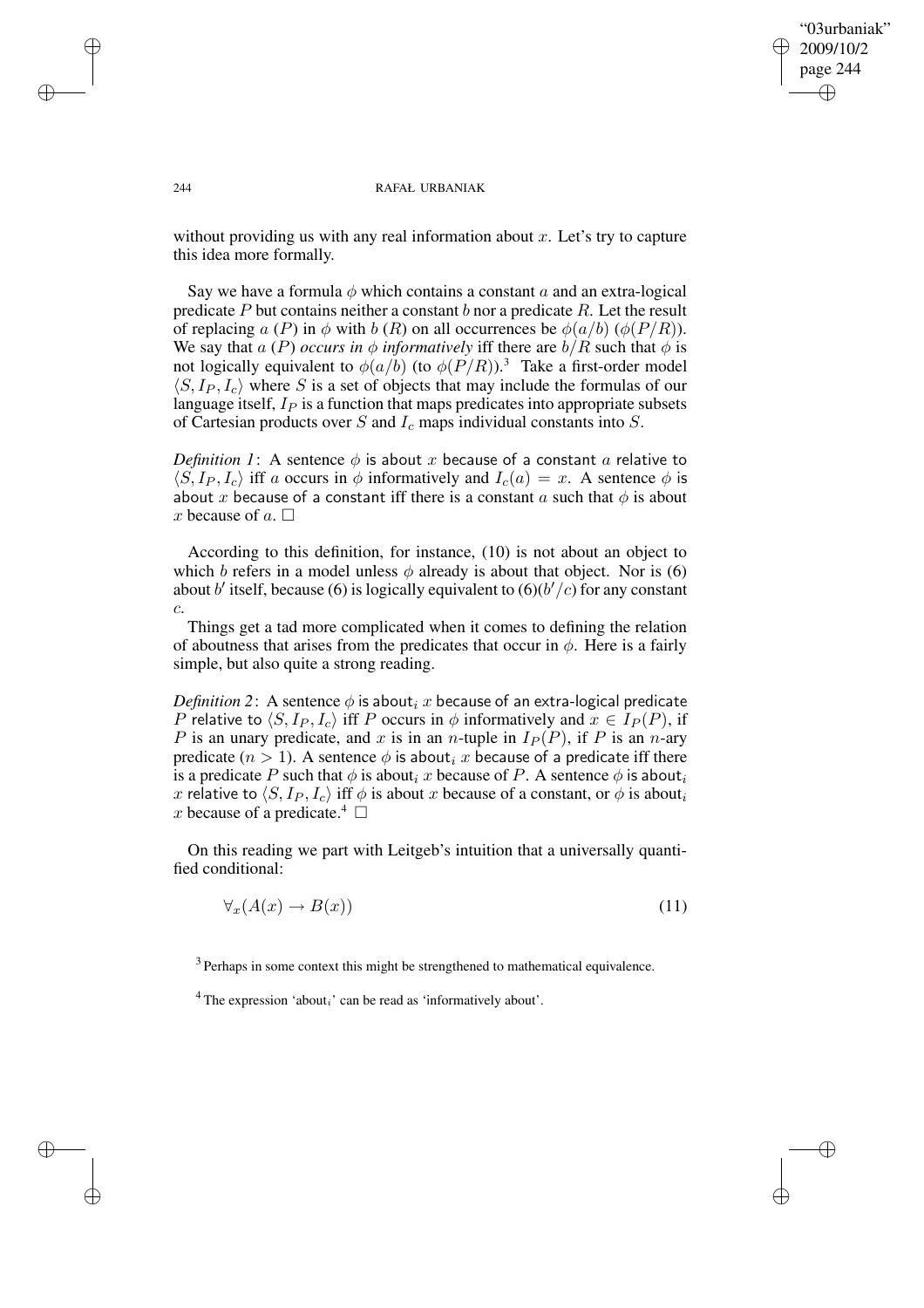without providing us with any real information about $x$. Let's try to capture this idea more formally.

Say we have a formula $\phi$ which contains a constant $a$ and an extra-logical predicate $P$ but contains neither a constant $b$ nor a predicate $R$. Let the result of replacing $a$ ($P$) in $\phi$ with $b$ ($R$) on all occurrences be $\phi(a/b)$ ($\phi(P/R)$). We say that $a$ ($P$) *occurs in* $\phi$ *informatively* iff there are $b/R$ such that $\phi$ is not logically equivalent to $\phi(a/b)$ (to $\phi(P/R)$).[3] Take a first-order model $\langle S, I_P, I_c\rangle$ where $S$ is a set of objects that may include the formulas of our language itself, $I_P$ is a function that maps predicates into appropriate subsets of Cartesian products over $S$ and $I_c$ maps individual constants into $S$.

*Definition 1*: A sentence $\phi$ is about $x$ because of a constant $a$ relative to $\langle S, I_P, I_c\rangle$ iff $a$ occurs in $\phi$ informatively and $I_c(a) = x$. A sentence $\phi$ is about $x$ because of a constant iff there is a constant $a$ such that $\phi$ is about $x$ because of $a$. □

According to this definition, for instance, (10) is not about an object to which $b$ refers in a model unless $\phi$ already is about that object. Nor is (6) about $b'$ itself, because (6) is logically equivalent to (6)($b'/c$) for any constant $c$.

Things get a tad more complicated when it comes to defining the relation of aboutness that arises from the predicates that occur in $\phi$. Here is a fairly simple, but also quite a strong reading.

*Definition 2*: A sentence $\phi$ is about$_i$ $x$ because of an extra-logical predicate $P$ relative to $\langle S, I_P, I_c\rangle$ iff $P$ occurs in $\phi$ informatively and $x \in I_P(P)$, if $P$ is an unary predicate, and $x$ is in an $n$-tuple in $I_P(P)$, if $P$ is an $n$-ary predicate ($n > 1$). A sentence $\phi$ is about$_i$ $x$ because of a predicate iff there is a predicate $P$ such that $\phi$ is about$_i$ $x$ because of $P$. A sentence $\phi$ is about$_i$ $x$ relative to $\langle S, I_P, I_c\rangle$ iff $\phi$ is about $x$ because of a constant, or $\phi$ is about$_i$ $x$ because of a predicate.[4] □

On this reading we part with Leitgeb's intuition that a universally quantified conditional:

$$\forall_x (A(x) \rightarrow B(x)) \tag{11}$$

[3] Perhaps in some context this might be strengthened to mathematical equivalence.

[4] The expression 'about$_i$' can be read as 'informatively about'.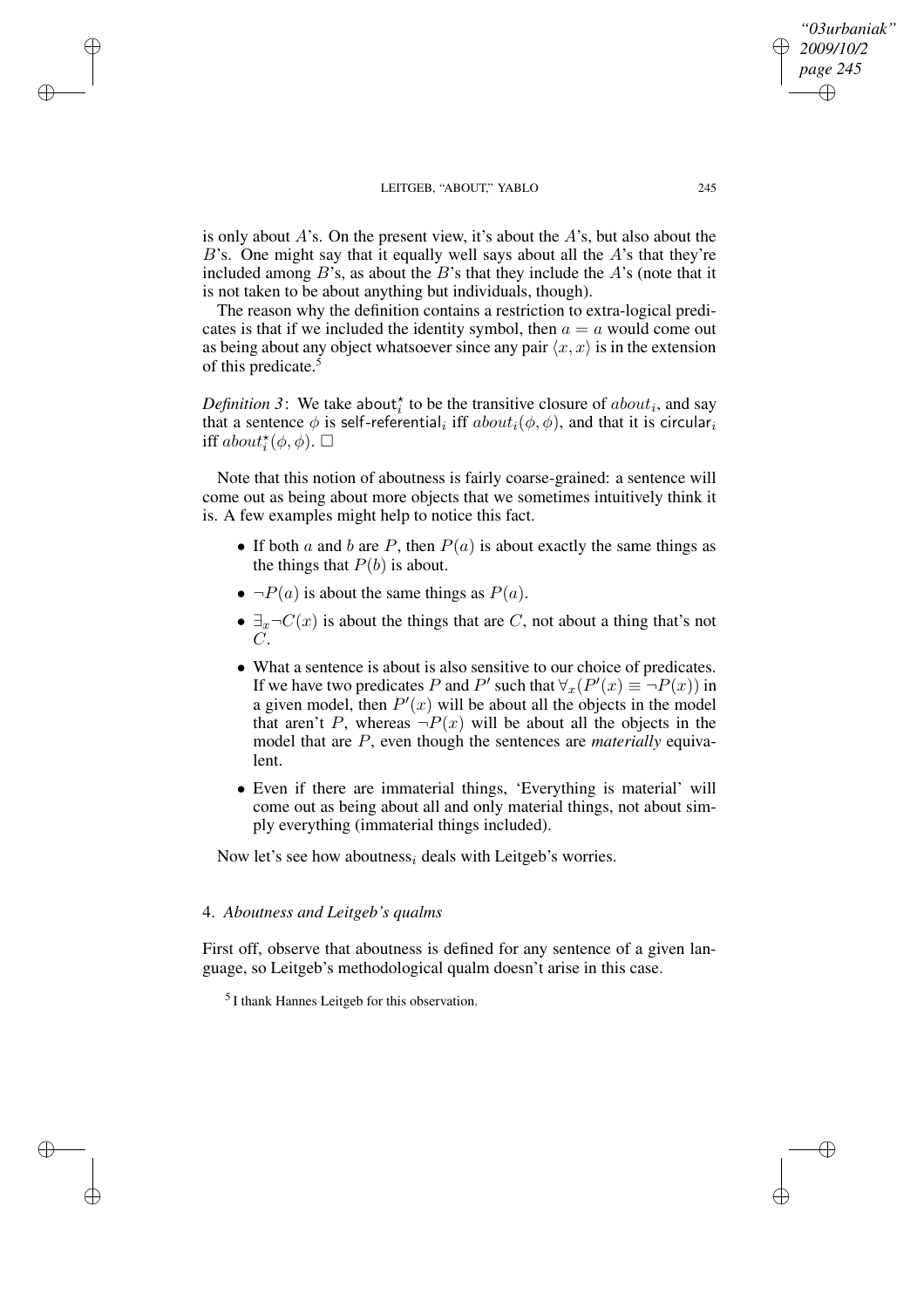is only about $A$'s. On the present view, it's about the $A$'s, but also about the $B$'s. One might say that it equally well says about all the $A$'s that they're included among $B$'s, as about the $B$'s that they include the $A$'s (note that it is not taken to be about anything but individuals, though).

The reason why the definition contains a restriction to extra-logical predicates is that if we included the identity symbol, then $a = a$ would come out as being about any object whatsoever since any pair $\langle x, x\rangle$ is in the extension of this predicate.[5]

*Definition 3*: We take $\mathsf{about}^\star_i$ to be the transitive closure of $about_i$, and say that a sentence $\phi$ is $\mathsf{self\text{-}referential}_i$ iff $about_i(\phi, \phi)$, and that it is $\mathsf{circular}_i$ iff $about^\star_i(\phi, \phi)$. $\Box$

Note that this notion of aboutness is fairly coarse-grained: a sentence will come out as being about more objects that we sometimes intuitively think it is. A few examples might help to notice this fact.

- If both $a$ and $b$ are $P$, then $P(a)$ is about exactly the same things as the things that $P(b)$ is about.
- $\neg P(a)$ is about the same things as $P(a)$.
- $\exists_x \neg C(x)$ is about the things that are $C$, not about a thing that's not $C$.
- What a sentence is about is also sensitive to our choice of predicates. If we have two predicates $P$ and $P'$ such that $\forall_x(P'(x) \equiv \neg P(x))$ in a given model, then $P'(x)$ will be about all the objects in the model that aren't $P$, whereas $\neg P(x)$ will be about all the objects in the model that are $P$, even though the sentences are *materially* equivalent.
- Even if there are immaterial things, 'Everything is material' will come out as being about all and only material things, not about simply everything (immaterial things included).

Now let's see how aboutness$_i$ deals with Leitgeb's worries.

## 4. *Aboutness and Leitgeb's qualms*

First off, observe that aboutness is defined for any sentence of a given language, so Leitgeb's methodological qualm doesn't arise in this case.

[5] I thank Hannes Leitgeb for this observation.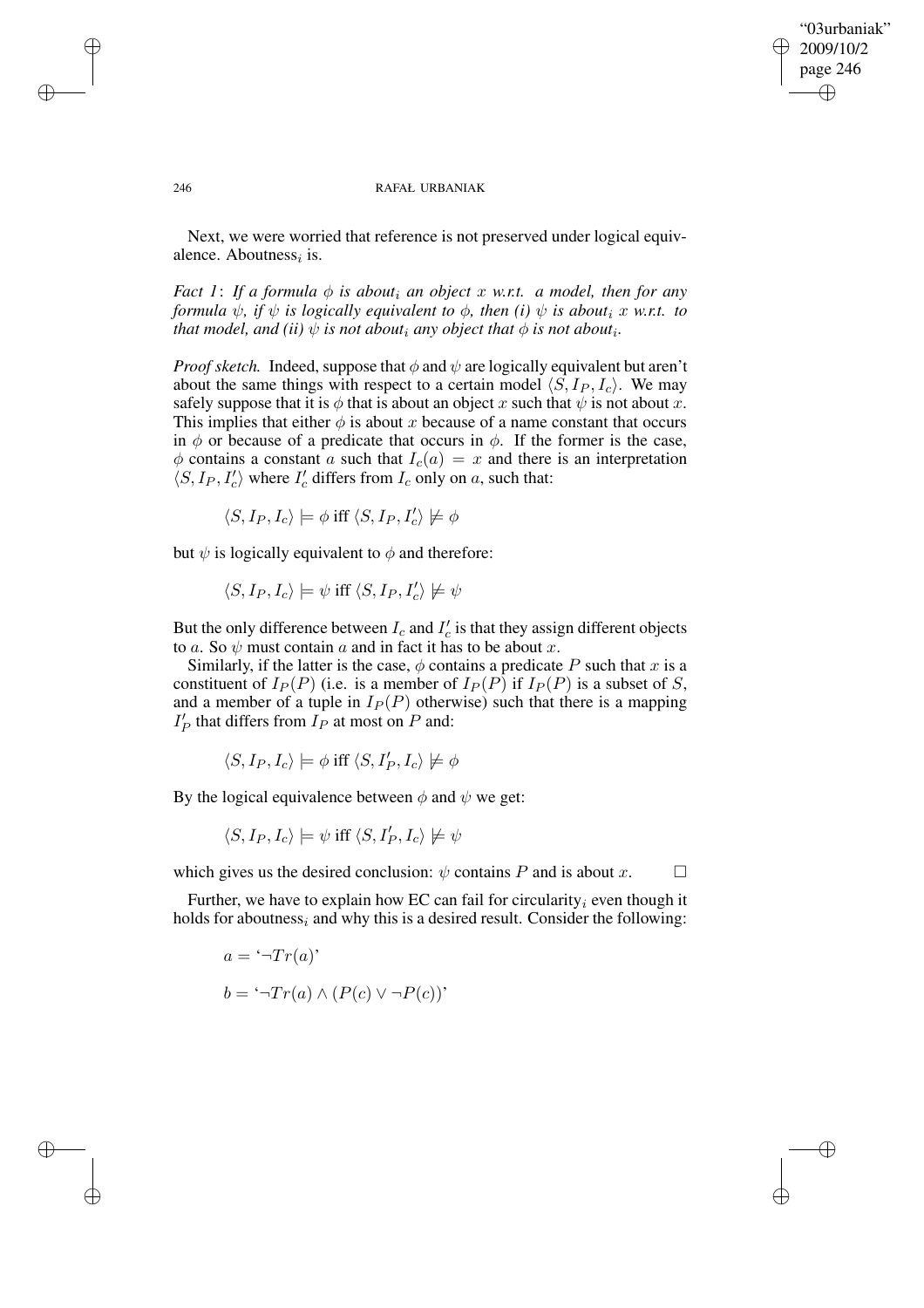Next, we were worried that reference is not preserved under logical equivalence. Aboutness$_i$ is.

*Fact 1*: *If a formula $\phi$ is about$_i$ an object $x$ w.r.t. a model, then for any formula $\psi$, if $\psi$ is logically equivalent to $\phi$, then (i) $\psi$ is about$_i$ $x$ w.r.t. to that model, and (ii) $\psi$ is not about$_i$ any object that $\phi$ is not about$_i$.*

*Proof sketch.* Indeed, suppose that $\phi$ and $\psi$ are logically equivalent but aren't about the same things with respect to a certain model $\langle S, I_P, I_c \rangle$. We may safely suppose that it is $\phi$ that is about an object $x$ such that $\psi$ is not about $x$. This implies that either $\phi$ is about $x$ because of a name constant that occurs in $\phi$ or because of a predicate that occurs in $\phi$. If the former is the case, $\phi$ contains a constant $a$ such that $I_c(a) = x$ and there is an interpretation $\langle S, I_P, I'_c \rangle$ where $I'_c$ differs from $I_c$ only on $a$, such that:

$$\langle S, I_P, I_c \rangle \models \phi \text{ iff } \langle S, I_P, I'_c \rangle \not\models \phi$$

but $\psi$ is logically equivalent to $\phi$ and therefore:

$$\langle S, I_P, I_c \rangle \models \psi \text{ iff } \langle S, I_P, I'_c \rangle \not\models \psi$$

But the only difference between $I_c$ and $I'_c$ is that they assign different objects to $a$. So $\psi$ must contain $a$ and in fact it has to be about $x$.

Similarly, if the latter is the case, $\phi$ contains a predicate $P$ such that $x$ is a constituent of $I_P(P)$ (i.e. is a member of $I_P(P)$ if $I_P(P)$ is a subset of $S$, and a member of a tuple in $I_P(P)$ otherwise) such that there is a mapping $I'_P$ that differs from $I_P$ at most on $P$ and:

$$\langle S, I_P, I_c \rangle \models \phi \text{ iff } \langle S, I'_P, I_c \rangle \not\models \phi$$

By the logical equivalence between $\phi$ and $\psi$ we get:

$$\langle S, I_P, I_c \rangle \models \psi \text{ iff } \langle S, I'_P, I_c \rangle \not\models \psi$$

which gives us the desired conclusion: $\psi$ contains $P$ and is about $x$. $\square$

Further, we have to explain how EC can fail for circularity$_i$ even though it holds for aboutness$_i$ and why this is a desired result. Consider the following:

$$a = \text{`}\neg Tr(a)\text{'}$$

$$b = \text{`}\neg Tr(a) \wedge (P(c) \vee \neg P(c))\text{'}$$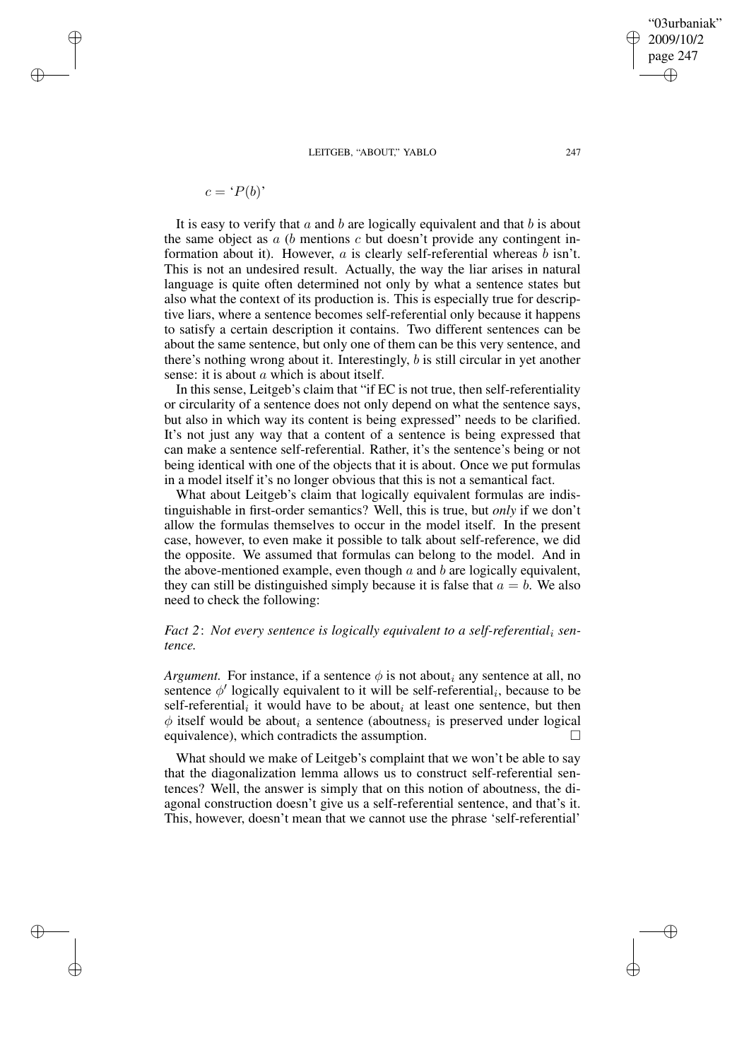$c =$ '$P(b)$'

It is easy to verify that $a$ and $b$ are logically equivalent and that $b$ is about the same object as $a$ ($b$ mentions $c$ but doesn't provide any contingent information about it). However, $a$ is clearly self-referential whereas $b$ isn't. This is not an undesired result. Actually, the way the liar arises in natural language is quite often determined not only by what a sentence states but also what the context of its production is. This is especially true for descriptive liars, where a sentence becomes self-referential only because it happens to satisfy a certain description it contains. Two different sentences can be about the same sentence, but only one of them can be this very sentence, and there's nothing wrong about it. Interestingly, $b$ is still circular in yet another sense: it is about $a$ which is about itself.

In this sense, Leitgeb's claim that "if EC is not true, then self-referentiality or circularity of a sentence does not only depend on what the sentence says, but also in which way its content is being expressed" needs to be clarified. It's not just any way that a content of a sentence is being expressed that can make a sentence self-referential. Rather, it's the sentence's being or not being identical with one of the objects that it is about. Once we put formulas in a model itself it's no longer obvious that this is not a semantical fact.

What about Leitgeb's claim that logically equivalent formulas are indistinguishable in first-order semantics? Well, this is true, but *only* if we don't allow the formulas themselves to occur in the model itself. In the present case, however, to even make it possible to talk about self-reference, we did the opposite. We assumed that formulas can belong to the model. And in the above-mentioned example, even though $a$ and $b$ are logically equivalent, they can still be distinguished simply because it is false that $a = b$. We also need to check the following:

*Fact 2*: *Not every sentence is logically equivalent to a self-referential*$_i$ *sentence.*

*Argument.* For instance, if a sentence $\phi$ is not about$_i$ any sentence at all, no sentence $\phi'$ logically equivalent to it will be self-referential$_i$, because to be self-referential$_i$ it would have to be about$_i$ at least one sentence, but then $\phi$ itself would be about$_i$ a sentence (aboutness$_i$ is preserved under logical equivalence), which contradicts the assumption. □

What should we make of Leitgeb's complaint that we won't be able to say that the diagonalization lemma allows us to construct self-referential sentences? Well, the answer is simply that on this notion of aboutness, the diagonal construction doesn't give us a self-referential sentence, and that's it. This, however, doesn't mean that we cannot use the phrase 'self-referential'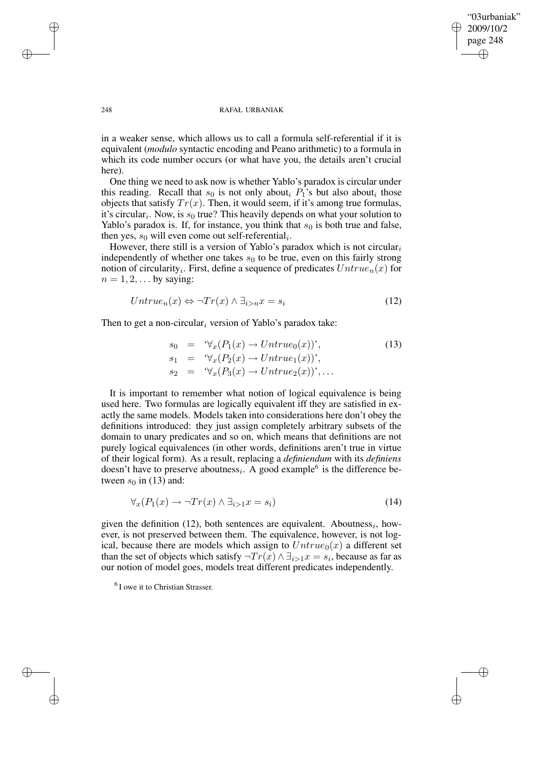in a weaker sense, which allows us to call a formula self-referential if it is equivalent (*modulo* syntactic encoding and Peano arithmetic) to a formula in which its code number occurs (or what have you, the details aren't crucial here).

One thing we need to ask now is whether Yablo's paradox is circular under this reading. Recall that $s_0$ is not only about$_i$ $P_1$'s but also about$_i$ those objects that satisfy $Tr(x)$. Then, it would seem, if it's among true formulas, it's circular$_i$. Now, is $s_0$ true? This heavily depends on what your solution to Yablo's paradox is. If, for instance, you think that $s_0$ is both true and false, then yes, $s_0$ will even come out self-referential$_i$.

However, there still is a version of Yablo's paradox which is not circular$_i$ independently of whether one takes $s_0$ to be true, even on this fairly strong notion of circularity$_i$. First, define a sequence of predicates $Untrue_n(x)$ for $n = 1, 2, \ldots$ by saying:

$$Untrue_n(x) \Leftrightarrow \neg Tr(x) \wedge \exists_{i>n} x = s_i \tag{12}$$

Then to get a non-circular$_i$ version of Yablo's paradox take:

$$\begin{aligned} s_0 &= \text{`}\forall_x (P_1(x) \rightarrow Untrue_0(x))\text{'}, \\ s_1 &= \text{`}\forall_x (P_2(x) \rightarrow Untrue_1(x))\text{'}, \\ s_2 &= \text{`}\forall_x (P_3(x) \rightarrow Untrue_2(x))\text{'}, \ldots \end{aligned} \tag{13}$$

It is important to remember what notion of logical equivalence is being used here. Two formulas are logically equivalent iff they are satisfied in exactly the same models. Models taken into considerations here don't obey the definitions introduced: they just assign completely arbitrary subsets of the domain to unary predicates and so on, which means that definitions are not purely logical equivalences (in other words, definitions aren't true in virtue of their logical form). As a result, replacing a *definiendum* with its *definiens* doesn't have to preserve aboutness$_i$. A good example[6] is the difference between $s_0$ in (13) and:

$$\forall_x (P_1(x) \rightarrow \neg Tr(x) \wedge \exists_{i>1} x = s_i) \tag{14}$$

given the definition (12), both sentences are equivalent. Aboutness$_i$, however, is not preserved between them. The equivalence, however, is not logical, because there are models which assign to $Untrue_0(x)$ a different set than the set of objects which satisfy $\neg Tr(x) \wedge \exists_{i>1} x = s_i$, because as far as our notion of model goes, models treat different predicates independently.

[6] I owe it to Christian Strasser.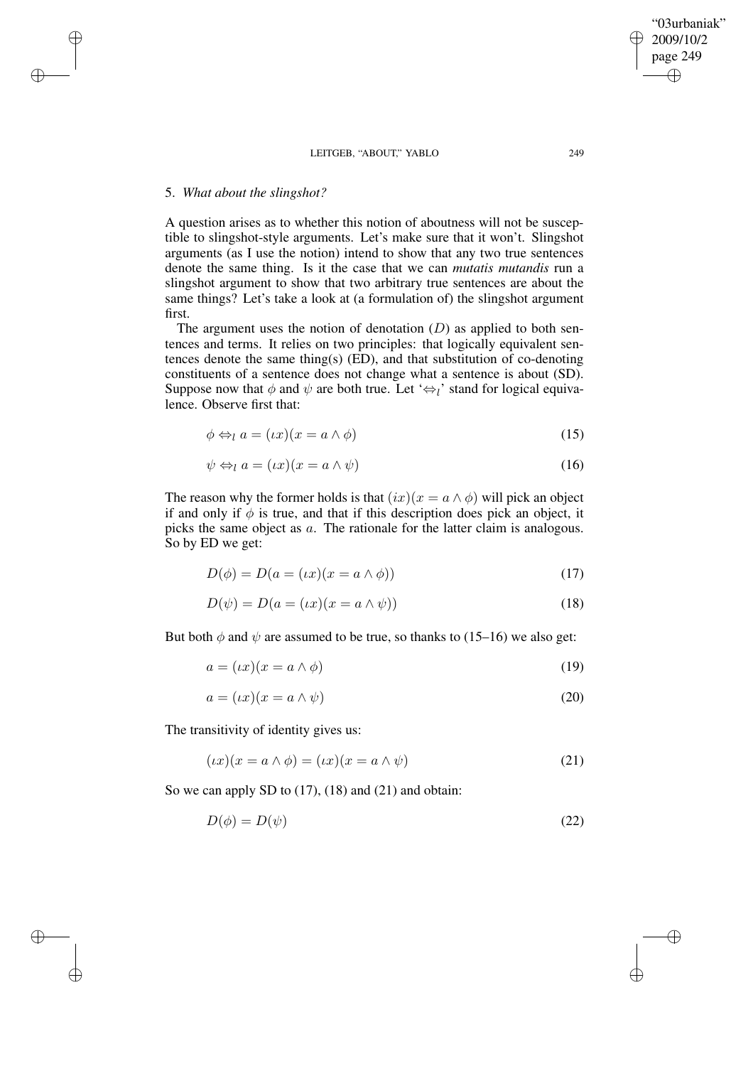## 5. *What about the slingshot?*

A question arises as to whether this notion of aboutness will not be susceptible to slingshot-style arguments. Let's make sure that it won't. Slingshot arguments (as I use the notion) intend to show that any two true sentences denote the same thing. Is it the case that we can *mutatis mutandis* run a slingshot argument to show that two arbitrary true sentences are about the same things? Let's take a look at (a formulation of) the slingshot argument first.

The argument uses the notion of denotation ($D$) as applied to both sentences and terms. It relies on two principles: that logically equivalent sentences denote the same thing(s) (ED), and that substitution of co-denoting constituents of a sentence does not change what a sentence is about (SD). Suppose now that $\phi$ and $\psi$ are both true. Let '$\Leftrightarrow_l$' stand for logical equivalence. Observe first that:

$$\phi \Leftrightarrow_l a = (\iota x)(x = a \wedge \phi) \tag{15}$$

$$\psi \Leftrightarrow_l a = (\iota x)(x = a \wedge \psi) \tag{16}$$

The reason why the former holds is that $(ix)(x = a \wedge \phi)$ will pick an object if and only if $\phi$ is true, and that if this description does pick an object, it picks the same object as $a$. The rationale for the latter claim is analogous. So by ED we get:

$$D(\phi) = D(a = (\iota x)(x = a \wedge \phi)) \tag{17}$$

$$D(\psi) = D(a = (\iota x)(x = a \wedge \psi)) \tag{18}$$

But both $\phi$ and $\psi$ are assumed to be true, so thanks to (15–16) we also get:

$$a = (\iota x)(x = a \wedge \phi) \tag{19}$$

$$a = (\iota x)(x = a \wedge \psi) \tag{20}$$

The transitivity of identity gives us:

$$(\iota x)(x = a \wedge \phi) = (\iota x)(x = a \wedge \psi) \tag{21}$$

So we can apply SD to (17), (18) and (21) and obtain:

$$D(\phi) = D(\psi) \tag{22}$$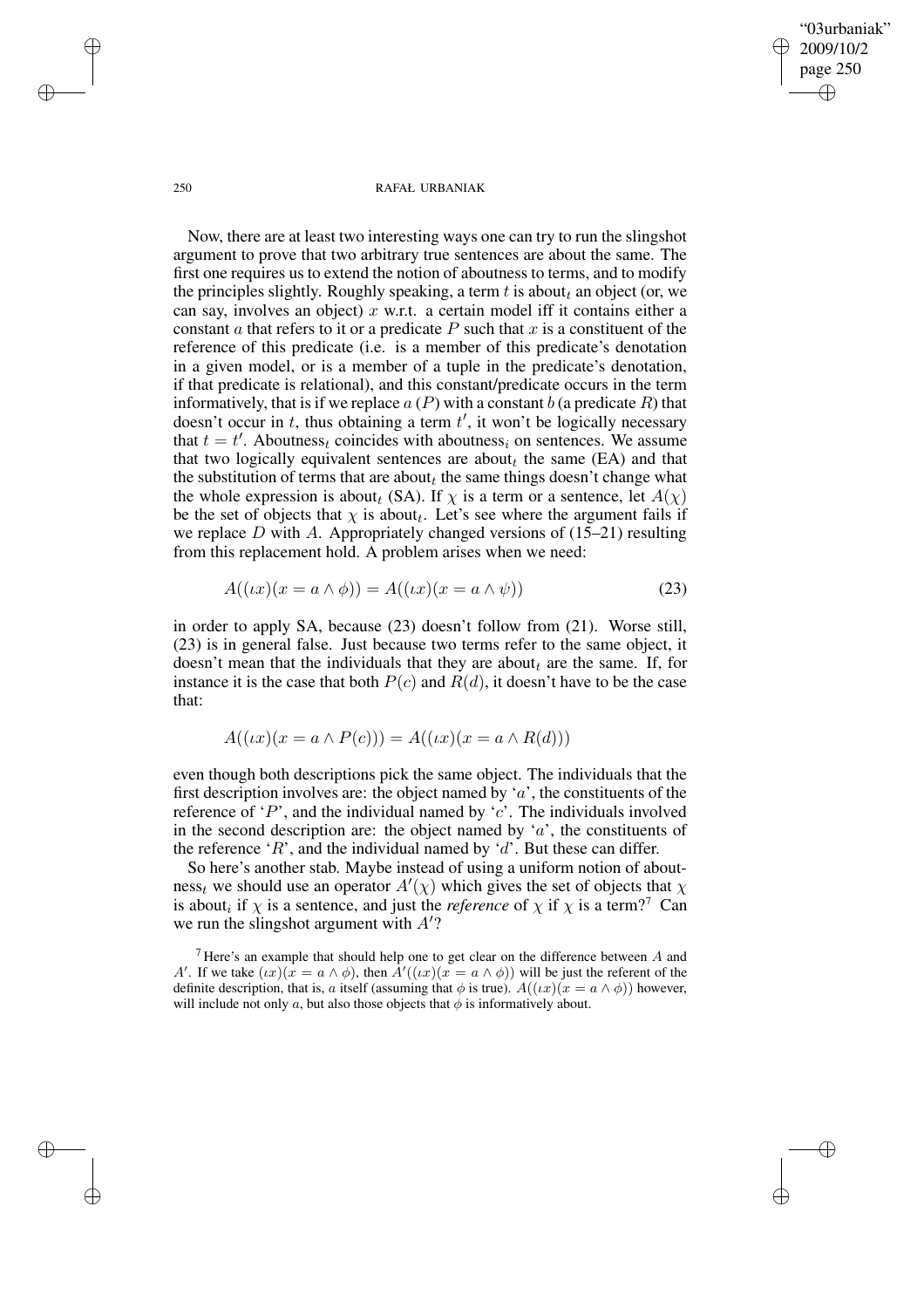Now, there are at least two interesting ways one can try to run the slingshot argument to prove that two arbitrary true sentences are about the same. The first one requires us to extend the notion of aboutness to terms, and to modify the principles slightly. Roughly speaking, a term $t$ is about$_t$ an object (or, we can say, involves an object) $x$ w.r.t. a certain model iff it contains either a constant $a$ that refers to it or a predicate $P$ such that $x$ is a constituent of the reference of this predicate (i.e. is a member of this predicate's denotation in a given model, or is a member of a tuple in the predicate's denotation, if that predicate is relational), and this constant/predicate occurs in the term informatively, that is if we replace $a$ ($P$) with a constant $b$ (a predicate $R$) that doesn't occur in $t$, thus obtaining a term $t'$, it won't be logically necessary that $t = t'$. Aboutness$_t$ coincides with aboutness$_i$ on sentences. We assume that two logically equivalent sentences are about$_t$ the same (EA) and that the substitution of terms that are about$_t$ the same things doesn't change what the whole expression is about$_t$ (SA). If $\chi$ is a term or a sentence, let $A(\chi)$ be the set of objects that $\chi$ is about$_t$. Let's see where the argument fails if we replace $D$ with $A$. Appropriately changed versions of (15–21) resulting from this replacement hold. A problem arises when we need:

$$A((\iota x)(x = a \wedge \phi)) = A((\iota x)(x = a \wedge \psi)) \tag{23}$$

in order to apply SA, because (23) doesn't follow from (21). Worse still, (23) is in general false. Just because two terms refer to the same object, it doesn't mean that the individuals that they are about$_t$ are the same. If, for instance it is the case that both $P(c)$ and $R(d)$, it doesn't have to be the case that:

$$A((\iota x)(x = a \wedge P(c))) = A((\iota x)(x = a \wedge R(d)))$$

even though both descriptions pick the same object. The individuals that the first description involves are: the object named by '$a$', the constituents of the reference of '$P$', and the individual named by '$c$'. The individuals involved in the second description are: the object named by '$a$', the constituents of the reference '$R$', and the individual named by '$d$'. But these can differ.

So here's another stab. Maybe instead of using a uniform notion of aboutness$_t$ we should use an operator $A'(\chi)$ which gives the set of objects that $\chi$ is about$_i$ if $\chi$ is a sentence, and just the *reference* of $\chi$ if $\chi$ is a term?[7] Can we run the slingshot argument with $A'$?

[7] Here's an example that should help one to get clear on the difference between $A$ and $A'$. If we take $(\iota x)(x = a \wedge \phi)$, then $A'((\iota x)(x = a \wedge \phi))$ will be just the referent of the definite description, that is, $a$ itself (assuming that $\phi$ is true). $A((\iota x)(x = a \wedge \phi))$ however, will include not only $a$, but also those objects that $\phi$ is informatively about.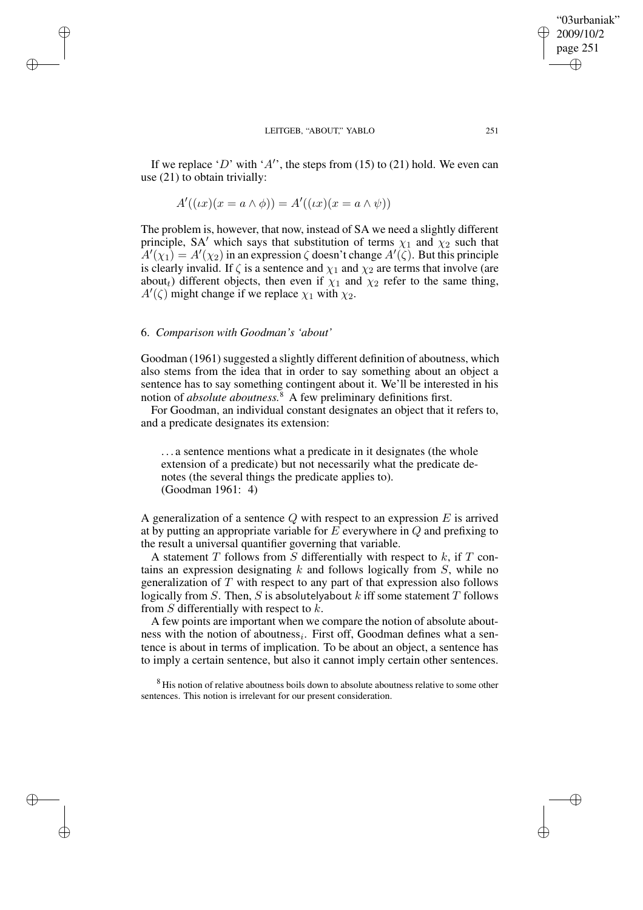If we replace '$D$' with '$A'$', the steps from (15) to (21) hold. We even can use (21) to obtain trivially:

$$A'((\iota x)(x = a \wedge \phi)) = A'((\iota x)(x = a \wedge \psi))$$

The problem is, however, that now, instead of SA we need a slightly different principle, SA$'$ which says that substitution of terms $\chi_1$ and $\chi_2$ such that $A'(\chi_1) = A'(\chi_2)$ in an expression $\zeta$ doesn't change $A'(\zeta)$. But this principle is clearly invalid. If $\zeta$ is a sentence and $\chi_1$ and $\chi_2$ are terms that involve (are about$_t$) different objects, then even if $\chi_1$ and $\chi_2$ refer to the same thing, $A'(\zeta)$ might change if we replace $\chi_1$ with $\chi_2$.

## 6. *Comparison with Goodman's 'about'*

Goodman (1961) suggested a slightly different definition of aboutness, which also stems from the idea that in order to say something about an object a sentence has to say something contingent about it. We'll be interested in his notion of *absolute aboutness.*[8] A few preliminary definitions first.

For Goodman, an individual constant designates an object that it refers to, and a predicate designates its extension:

> . . . a sentence mentions what a predicate in it designates (the whole extension of a predicate) but not necessarily what the predicate denotes (the several things the predicate applies to).
> (Goodman 1961: 4)

A generalization of a sentence $Q$ with respect to an expression $E$ is arrived at by putting an appropriate variable for $E$ everywhere in $Q$ and prefixing to the result a universal quantifier governing that variable.

A statement $T$ follows from $S$ differentially with respect to $k$, if $T$ contains an expression designating $k$ and follows logically from $S$, while no generalization of $T$ with respect to any part of that expression also follows logically from $S$. Then, $S$ is absolutelyabout $k$ iff some statement $T$ follows from $S$ differentially with respect to $k$.

A few points are important when we compare the notion of absolute aboutness with the notion of aboutness$_i$. First off, Goodman defines what a sentence is about in terms of implication. To be about an object, a sentence has to imply a certain sentence, but also it cannot imply certain other sentences.

[8] His notion of relative aboutness boils down to absolute aboutness relative to some other sentences. This notion is irrelevant for our present consideration.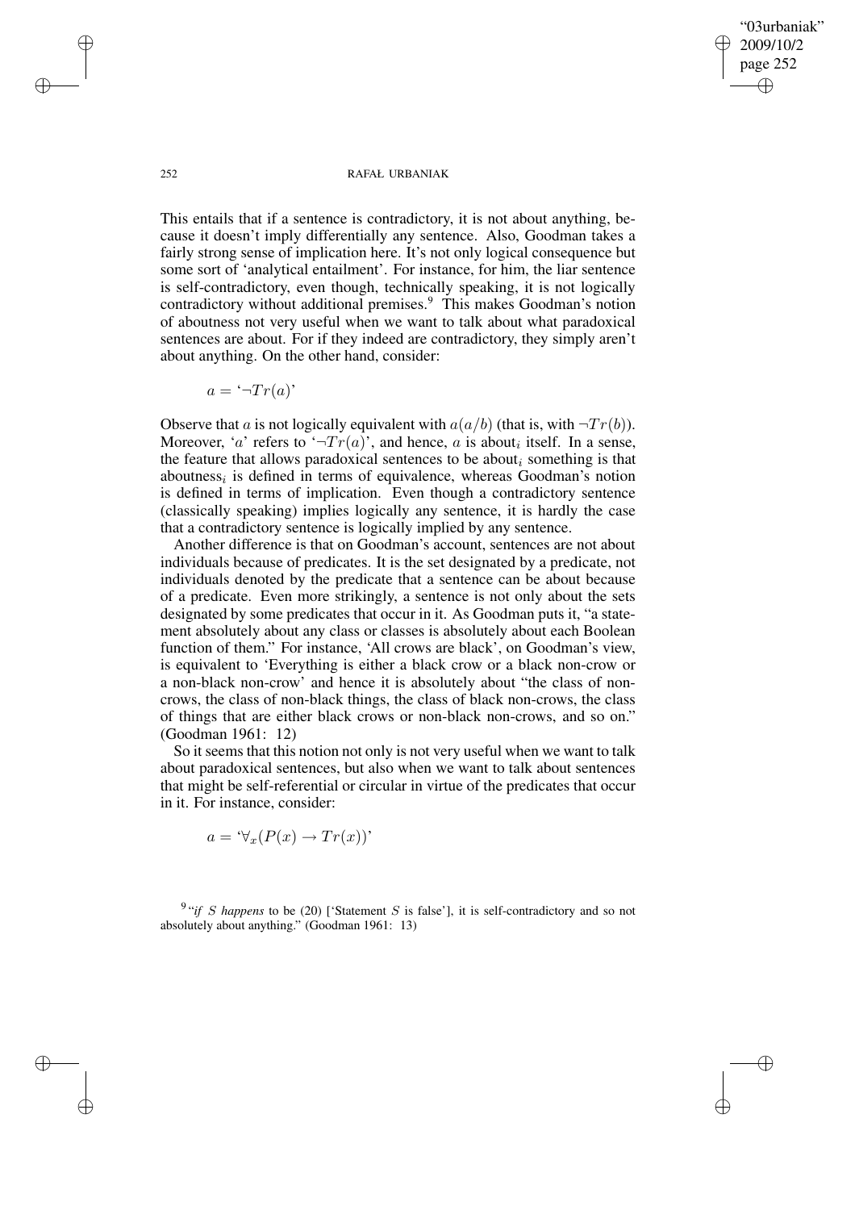This entails that if a sentence is contradictory, it is not about anything, because it doesn't imply differentially any sentence. Also, Goodman takes a fairly strong sense of implication here. It's not only logical consequence but some sort of 'analytical entailment'. For instance, for him, the liar sentence is self-contradictory, even though, technically speaking, it is not logically contradictory without additional premises.[9] This makes Goodman's notion of aboutness not very useful when we want to talk about what paradoxical sentences are about. For if they indeed are contradictory, they simply aren't about anything. On the other hand, consider:

$$a = \text{`}\neg Tr(a)\text{'}$$

Observe that $a$ is not logically equivalent with $a(a/b)$ (that is, with $\neg Tr(b)$). Moreover, '$a$' refers to '$\neg Tr(a)$', and hence, $a$ is about$_i$ itself. In a sense, the feature that allows paradoxical sentences to be about$_i$ something is that aboutness$_i$ is defined in terms of equivalence, whereas Goodman's notion is defined in terms of implication. Even though a contradictory sentence (classically speaking) implies logically any sentence, it is hardly the case that a contradictory sentence is logically implied by any sentence.

Another difference is that on Goodman's account, sentences are not about individuals because of predicates. It is the set designated by a predicate, not individuals denoted by the predicate that a sentence can be about because of a predicate. Even more strikingly, a sentence is not only about the sets designated by some predicates that occur in it. As Goodman puts it, "a statement absolutely about any class or classes is absolutely about each Boolean function of them." For instance, 'All crows are black', on Goodman's view, is equivalent to 'Everything is either a black crow or a black non-crow or a non-black non-crow' and hence it is absolutely about "the class of non-crows, the class of non-black things, the class of black non-crows, the class of things that are either black crows or non-black non-crows, and so on." (Goodman 1961: 12)

So it seems that this notion not only is not very useful when we want to talk about paradoxical sentences, but also when we want to talk about sentences that might be self-referential or circular in virtue of the predicates that occur in it. For instance, consider:

$$a = \text{`}\forall_x (P(x) \rightarrow Tr(x))\text{'}$$

[9] "*if S happens* to be (20) ['Statement $S$ is false'], it is self-contradictory and so not absolutely about anything." (Goodman 1961: 13)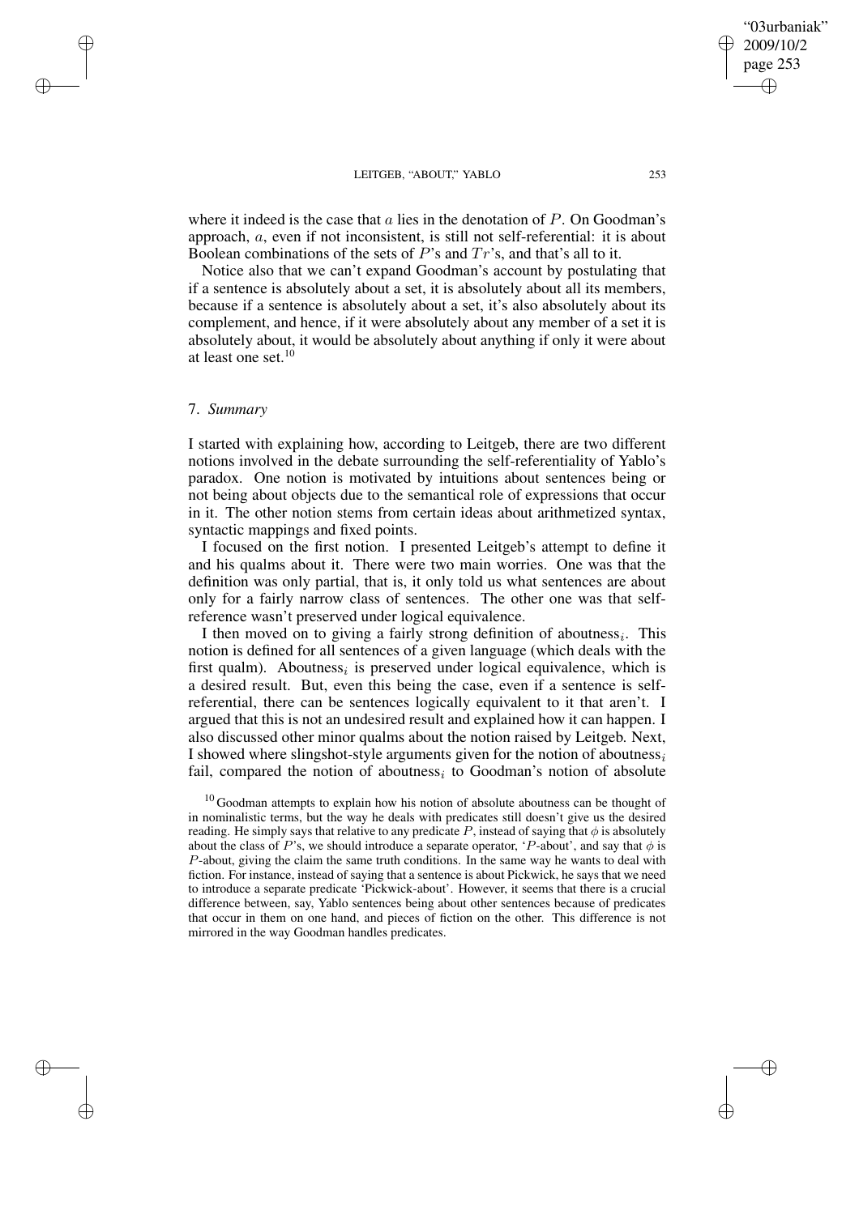where it indeed is the case that $a$ lies in the denotation of $P$. On Goodman's approach, $a$, even if not inconsistent, is still not self-referential: it is about Boolean combinations of the sets of $P$'s and $Tr$'s, and that's all to it.

Notice also that we can't expand Goodman's account by postulating that if a sentence is absolutely about a set, it is absolutely about all its members, because if a sentence is absolutely about a set, it's also absolutely about its complement, and hence, if it were absolutely about any member of a set it is absolutely about, it would be absolutely about anything if only it were about at least one set.[10]

## 7. *Summary*

I started with explaining how, according to Leitgeb, there are two different notions involved in the debate surrounding the self-referentiality of Yablo's paradox. One notion is motivated by intuitions about sentences being or not being about objects due to the semantical role of expressions that occur in it. The other notion stems from certain ideas about arithmetized syntax, syntactic mappings and fixed points.

I focused on the first notion. I presented Leitgeb's attempt to define it and his qualms about it. There were two main worries. One was that the definition was only partial, that is, it only told us what sentences are about only for a fairly narrow class of sentences. The other one was that self-reference wasn't preserved under logical equivalence.

I then moved on to giving a fairly strong definition of aboutness$_i$. This notion is defined for all sentences of a given language (which deals with the first qualm). Aboutness$_i$ is preserved under logical equivalence, which is a desired result. But, even this being the case, even if a sentence is self-referential, there can be sentences logically equivalent to it that aren't. I argued that this is not an undesired result and explained how it can happen. I also discussed other minor qualms about the notion raised by Leitgeb. Next, I showed where slingshot-style arguments given for the notion of aboutness$_i$ fail, compared the notion of aboutness$_i$ to Goodman's notion of absolute

[10] Goodman attempts to explain how his notion of absolute aboutness can be thought of in nominalistic terms, but the way he deals with predicates still doesn't give us the desired reading. He simply says that relative to any predicate $P$, instead of saying that $\phi$ is absolutely about the class of $P$'s, we should introduce a separate operator, '$P$-about', and say that $\phi$ is $P$-about, giving the claim the same truth conditions. In the same way he wants to deal with fiction. For instance, instead of saying that a sentence is about Pickwick, he says that we need to introduce a separate predicate 'Pickwick-about'. However, it seems that there is a crucial difference between, say, Yablo sentences being about other sentences because of predicates that occur in them on one hand, and pieces of fiction on the other. This difference is not mirrored in the way Goodman handles predicates.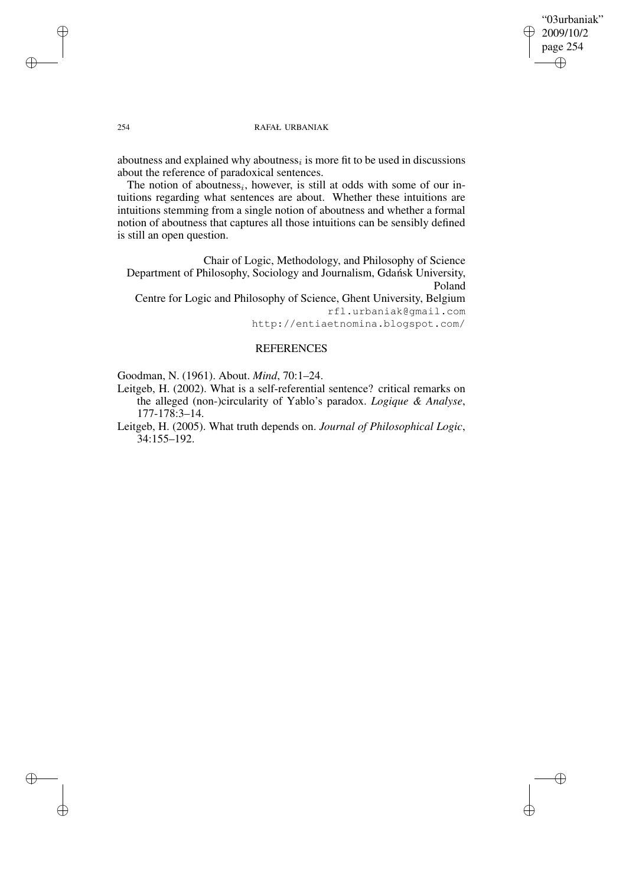aboutness and explained why aboutness$_i$ is more fit to be used in discussions about the reference of paradoxical sentences.

The notion of aboutness$_i$, however, is still at odds with some of our intuitions regarding what sentences are about. Whether these intuitions are intuitions stemming from a single notion of aboutness and whether a formal notion of aboutness that captures all those intuitions can be sensibly defined is still an open question.

Chair of Logic, Methodology, and Philosophy of Science
Department of Philosophy, Sociology and Journalism, Gdańsk University, Poland
Centre for Logic and Philosophy of Science, Ghent University, Belgium
rfl.urbaniak@gmail.com
http://entiaetnomina.blogspot.com/

## REFERENCES

Goodman, N. (1961). About. *Mind*, 70:1–24.

Leitgeb, H. (2002). What is a self-referential sentence? critical remarks on the alleged (non-)circularity of Yablo's paradox. *Logique & Analyse*, 177-178:3–14.

Leitgeb, H. (2005). What truth depends on. *Journal of Philosophical Logic*, 34:155–192.